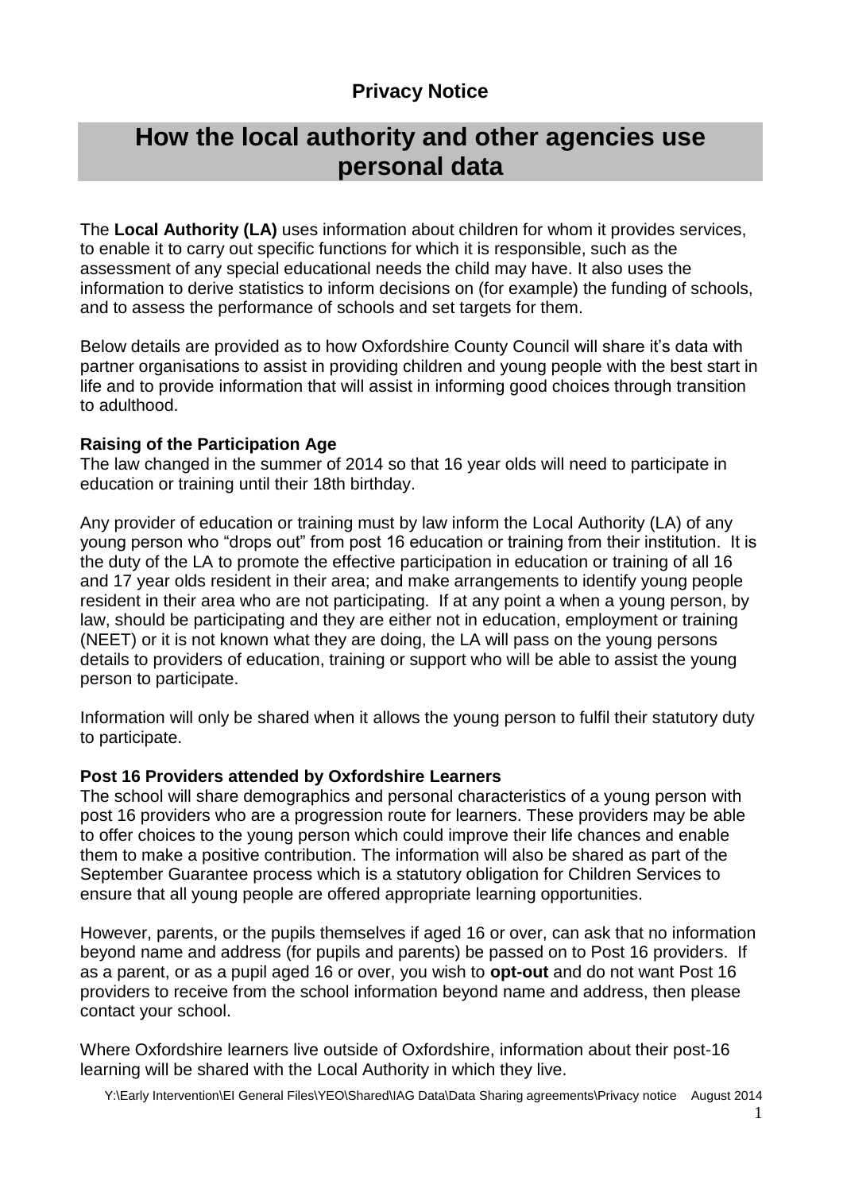**Privacy Notice**

# How the local authority and other agencies use personal data

The **Local Authority (LA)** uses information about children for whom it provides services, to enable it to carry out specific functions for which it is responsible, such as the assessment of any special educational needs the child may have. It also uses the information to derive statistics to inform decisions on (for example) the funding of schools, and to assess the performance of schools and set targets for them.

Below details are provided as to how Oxfordshire County Council will share it's data with partner organisations to assist in providing children and young people with the best start in life and to provide information that will assist in informing good choices through transition to adulthood.

**Raising of the Participation Age**

The law changed in the summer of 2014 so that 16 year olds will need to participate in education or training until their 18th birthday.

Any provider of education or training must by law inform the Local Authority (LA) of any young person who "drops out" from post 16 education or training from their institution. It is the duty of the LA to promote the effective participation in education or training of all 16 and 17 year olds resident in their area; and make arrangements to identify young people resident in their area who are not participating. If at any point a when a young person, by law, should be participating and they are either not in education, employment or training (NEET) or it is not known what they are doing, the LA will pass on the young persons details to providers of education, training or support who will be able to assist the young person to participate.

Information will only be shared when it allows the young person to fulfil their statutory duty to participate.

**Post 16 Providers attended by Oxfordshire Learners**

The school will share demographics and personal characteristics of a young person with post 16 providers who are a progression route for learners. These providers may be able to offer choices to the young person which could improve their life chances and enable them to make a positive contribution. The information will also be shared as part of the September Guarantee process which is a statutory obligation for Children Services to ensure that all young people are offered appropriate learning opportunities.

However, parents, or the pupils themselves if aged 16 or over, can ask that no information beyond name and address (for pupils and parents) be passed on to Post 16 providers. If as a parent, or as a pupil aged 16 or over, you wish to **opt-out** and do not want Post 16 providers to receive from the school information beyond name and address, then please contact your school.

Where Oxfordshire learners live outside of Oxfordshire, information about their post-16 learning will be shared with the Local Authority in which they live.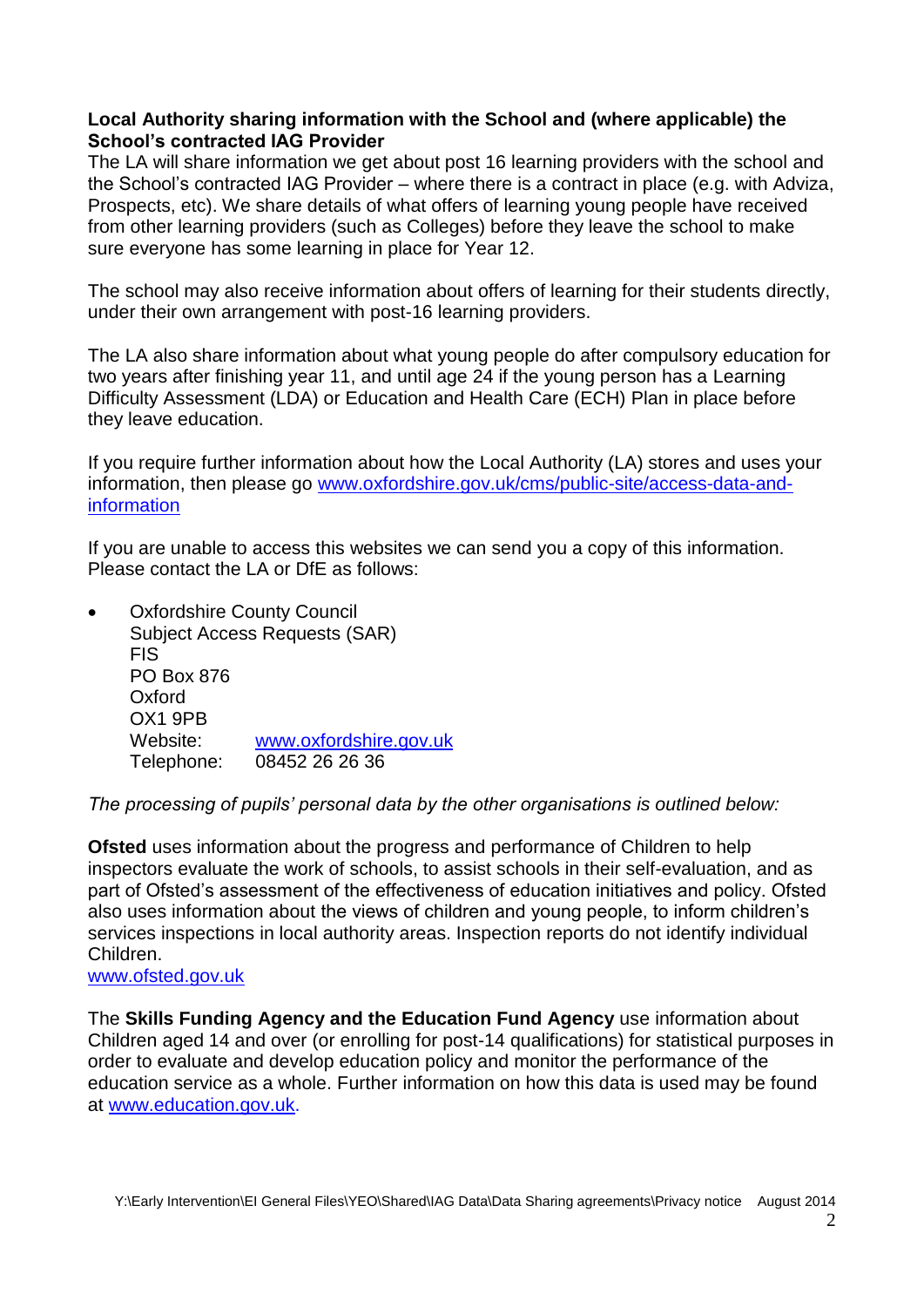**Local Authority sharing information with the School and (where applicable) the School's contracted IAG Provider**

The LA will share information we get about post 16 learning providers with the school and the School's contracted IAG Provider – where there is a contract in place (e.g. with Adviza, Prospects, etc). We share details of what offers of learning young people have received from other learning providers (such as Colleges) before they leave the school to make sure everyone has some learning in place for Year 12.

The school may also receive information about offers of learning for their students directly, under their own arrangement with post-16 learning providers.

The LA also share information about what young people do after compulsory education for two years after finishing year 11, and until age 24 if the young person has a Learning Difficulty Assessment (LDA) or Education and Health Care (ECH) Plan in place before they leave education.

If you require further information about how the Local Authority (LA) stores and uses your information, then please go [www.oxfordshire.gov.uk/cms/public-site/access-data-and-information](www.oxfordshire.gov.uk/cms/public-site/access-data-and-information)

If you are unable to access this websites we can send you a copy of this information. Please contact the LA or DfE as follows:

- Oxfordshire County Council
  Subject Access Requests (SAR)
  FIS
  PO Box 876
  Oxford
  OX1 9PB
  Website: [www.oxfordshire.gov.uk](www.oxfordshire.gov.uk)
  Telephone: 08452 26 26 36

*The processing of pupils' personal data by the other organisations is outlined below:*

**Ofsted** uses information about the progress and performance of Children to help inspectors evaluate the work of schools, to assist schools in their self-evaluation, and as part of Ofsted's assessment of the effectiveness of education initiatives and policy. Ofsted also uses information about the views of children and young people, to inform children's services inspections in local authority areas. Inspection reports do not identify individual Children.
[www.ofsted.gov.uk](www.ofsted.gov.uk)

The **Skills Funding Agency and the Education Fund Agency** use information about Children aged 14 and over (or enrolling for post-14 qualifications) for statistical purposes in order to evaluate and develop education policy and monitor the performance of the education service as a whole. Further information on how this data is used may be found at [www.education.gov.uk](www.education.gov.uk).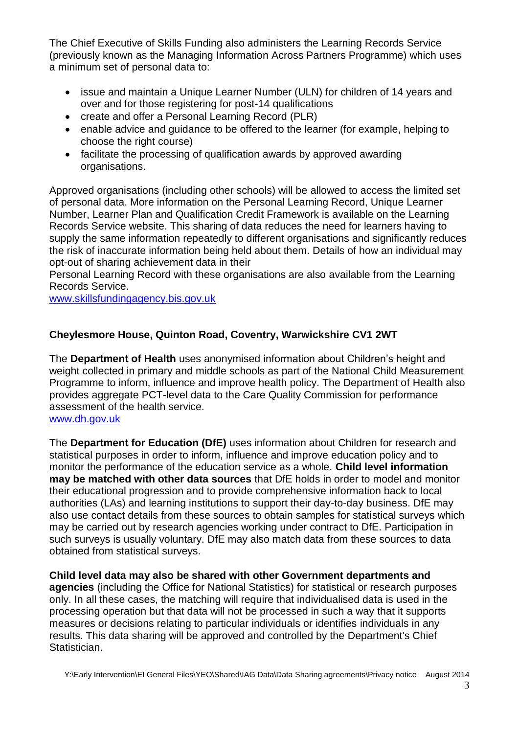The Chief Executive of Skills Funding also administers the Learning Records Service (previously known as the Managing Information Across Partners Programme) which uses a minimum set of personal data to:

- issue and maintain a Unique Learner Number (ULN) for children of 14 years and over and for those registering for post-14 qualifications
- create and offer a Personal Learning Record (PLR)
- enable advice and guidance to be offered to the learner (for example, helping to choose the right course)
- facilitate the processing of qualification awards by approved awarding organisations.

Approved organisations (including other schools) will be allowed to access the limited set of personal data. More information on the Personal Learning Record, Unique Learner Number, Learner Plan and Qualification Credit Framework is available on the Learning Records Service website. This sharing of data reduces the need for learners having to supply the same information repeatedly to different organisations and significantly reduces the risk of inaccurate information being held about them. Details of how an individual may opt-out of sharing achievement data in their
Personal Learning Record with these organisations are also available from the Learning Records Service.
[www.skillsfundingagency.bis.gov.uk](http://www.skillsfundingagency.bis.gov.uk)

**Cheylesmore House, Quinton Road, Coventry, Warwickshire CV1 2WT**

The **Department of Health** uses anonymised information about Children's height and weight collected in primary and middle schools as part of the National Child Measurement Programme to inform, influence and improve health policy. The Department of Health also provides aggregate PCT-level data to the Care Quality Commission for performance assessment of the health service.
[www.dh.gov.uk](http://www.dh.gov.uk)

The **Department for Education (DfE)** uses information about Children for research and statistical purposes in order to inform, influence and improve education policy and to monitor the performance of the education service as a whole. **Child level information may be matched with other data sources** that DfE holds in order to model and monitor their educational progression and to provide comprehensive information back to local authorities (LAs) and learning institutions to support their day-to-day business. DfE may also use contact details from these sources to obtain samples for statistical surveys which may be carried out by research agencies working under contract to DfE. Participation in such surveys is usually voluntary. DfE may also match data from these sources to data obtained from statistical surveys.

**Child level data may also be shared with other Government departments and agencies** (including the Office for National Statistics) for statistical or research purposes only. In all these cases, the matching will require that individualised data is used in the processing operation but that data will not be processed in such a way that it supports measures or decisions relating to particular individuals or identifies individuals in any results. This data sharing will be approved and controlled by the Department's Chief Statistician.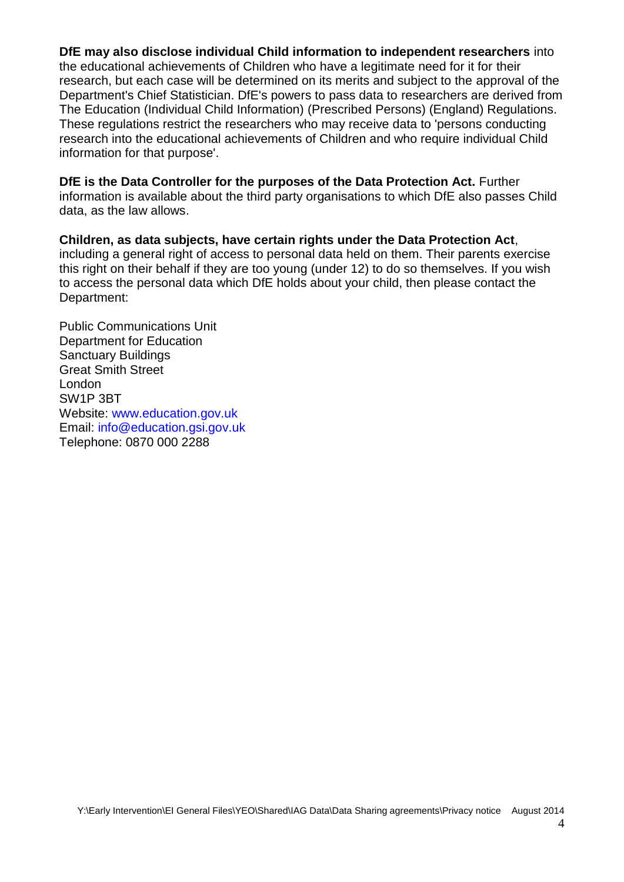**DfE may also disclose individual Child information to independent researchers** into the educational achievements of Children who have a legitimate need for it for their research, but each case will be determined on its merits and subject to the approval of the Department's Chief Statistician. DfE's powers to pass data to researchers are derived from The Education (Individual Child Information) (Prescribed Persons) (England) Regulations. These regulations restrict the researchers who may receive data to 'persons conducting research into the educational achievements of Children and who require individual Child information for that purpose'.

**DfE is the Data Controller for the purposes of the Data Protection Act.** Further information is available about the third party organisations to which DfE also passes Child data, as the law allows.

**Children, as data subjects, have certain rights under the Data Protection Act**, including a general right of access to personal data held on them. Their parents exercise this right on their behalf if they are too young (under 12) to do so themselves. If you wish to access the personal data which DfE holds about your child, then please contact the Department:

Public Communications Unit
Department for Education
Sanctuary Buildings
Great Smith Street
London
SW1P 3BT
Website: www.education.gov.uk
Email: info@education.gsi.gov.uk
Telephone: 0870 000 2288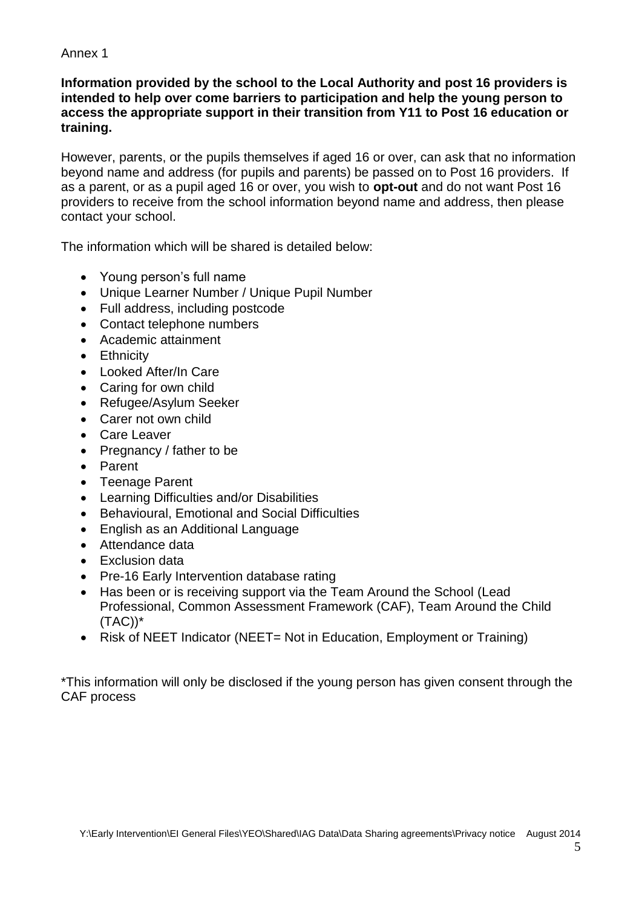Annex 1

**Information provided by the school to the Local Authority and post 16 providers is intended to help over come barriers to participation and help the young person to access the appropriate support in their transition from Y11 to Post 16 education or training.**

However, parents, or the pupils themselves if aged 16 or over, can ask that no information beyond name and address (for pupils and parents) be passed on to Post 16 providers. If as a parent, or as a pupil aged 16 or over, you wish to **opt-out** and do not want Post 16 providers to receive from the school information beyond name and address, then please contact your school.

The information which will be shared is detailed below:

- Young person's full name
- Unique Learner Number / Unique Pupil Number
- Full address, including postcode
- Contact telephone numbers
- Academic attainment
- Ethnicity
- Looked After/In Care
- Caring for own child
- Refugee/Asylum Seeker
- Carer not own child
- Care Leaver
- Pregnancy / father to be
- Parent
- Teenage Parent
- Learning Difficulties and/or Disabilities
- Behavioural, Emotional and Social Difficulties
- English as an Additional Language
- Attendance data
- Exclusion data
- Pre-16 Early Intervention database rating
- Has been or is receiving support via the Team Around the School (Lead Professional, Common Assessment Framework (CAF), Team Around the Child (TAC))*
- Risk of NEET Indicator (NEET= Not in Education, Employment or Training)

*This information will only be disclosed if the young person has given consent through the CAF process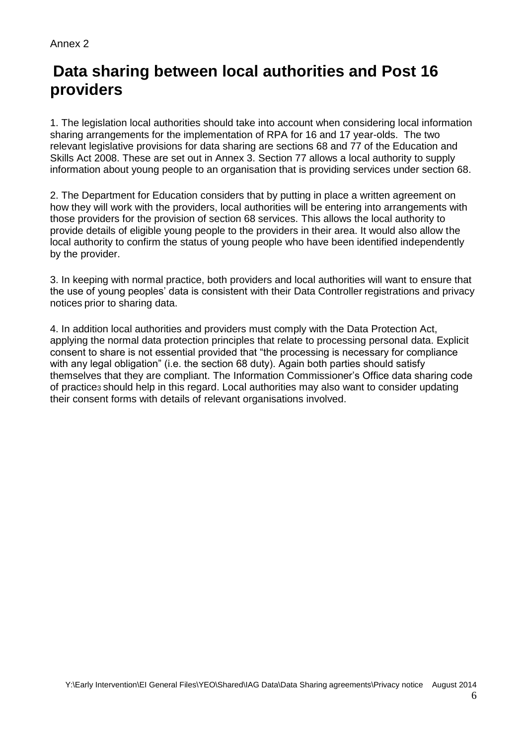Annex 2

# Data sharing between local authorities and Post 16 providers

1. The legislation local authorities should take into account when considering local information sharing arrangements for the implementation of RPA for 16 and 17 year-olds. The two relevant legislative provisions for data sharing are sections 68 and 77 of the Education and Skills Act 2008. These are set out in Annex 3. Section 77 allows a local authority to supply information about young people to an organisation that is providing services under section 68.

2. The Department for Education considers that by putting in place a written agreement on how they will work with the providers, local authorities will be entering into arrangements with those providers for the provision of section 68 services. This allows the local authority to provide details of eligible young people to the providers in their area. It would also allow the local authority to confirm the status of young people who have been identified independently by the provider.

3. In keeping with normal practice, both providers and local authorities will want to ensure that the use of young peoples' data is consistent with their Data Controller registrations and privacy notices prior to sharing data.

4. In addition local authorities and providers must comply with the Data Protection Act, applying the normal data protection principles that relate to processing personal data. Explicit consent to share is not essential provided that "the processing is necessary for compliance with any legal obligation" (i.e. the section 68 duty). Again both parties should satisfy themselves that they are compliant. The Information Commissioner's Office data sharing code of practice[3] should help in this regard. Local authorities may also want to consider updating their consent forms with details of relevant organisations involved.

Y:\Early Intervention\EI General Files\YEO\Shared\IAG Data\Data Sharing agreements\Privacy notice August 2014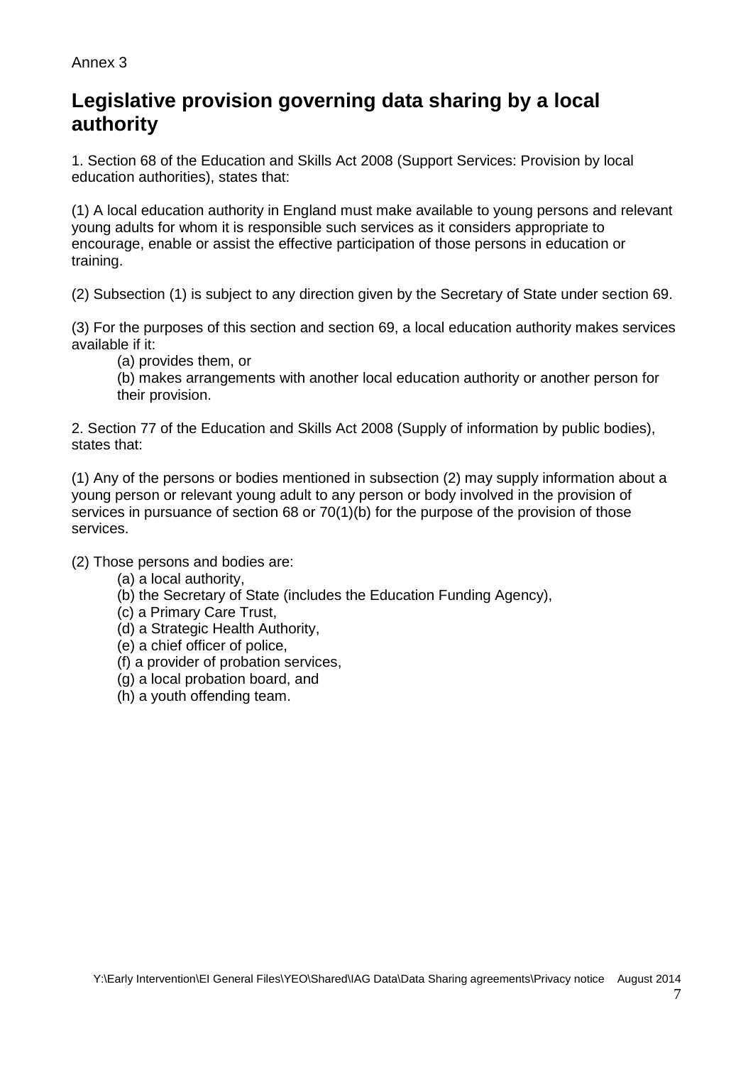Annex 3

# Legislative provision governing data sharing by a local authority

1. Section 68 of the Education and Skills Act 2008 (Support Services: Provision by local education authorities), states that:

(1) A local education authority in England must make available to young persons and relevant young adults for whom it is responsible such services as it considers appropriate to encourage, enable or assist the effective participation of those persons in education or training.

(2) Subsection (1) is subject to any direction given by the Secretary of State under section 69.

(3) For the purposes of this section and section 69, a local education authority makes services available if it:

- (a) provides them, or
- (b) makes arrangements with another local education authority or another person for their provision.

2. Section 77 of the Education and Skills Act 2008 (Supply of information by public bodies), states that:

(1) Any of the persons or bodies mentioned in subsection (2) may supply information about a young person or relevant young adult to any person or body involved in the provision of services in pursuance of section 68 or 70(1)(b) for the purpose of the provision of those services.

(2) Those persons and bodies are:

- (a) a local authority,
- (b) the Secretary of State (includes the Education Funding Agency),
- (c) a Primary Care Trust,
- (d) a Strategic Health Authority,
- (e) a chief officer of police,
- (f) a provider of probation services,
- (g) a local probation board, and
- (h) a youth offending team.